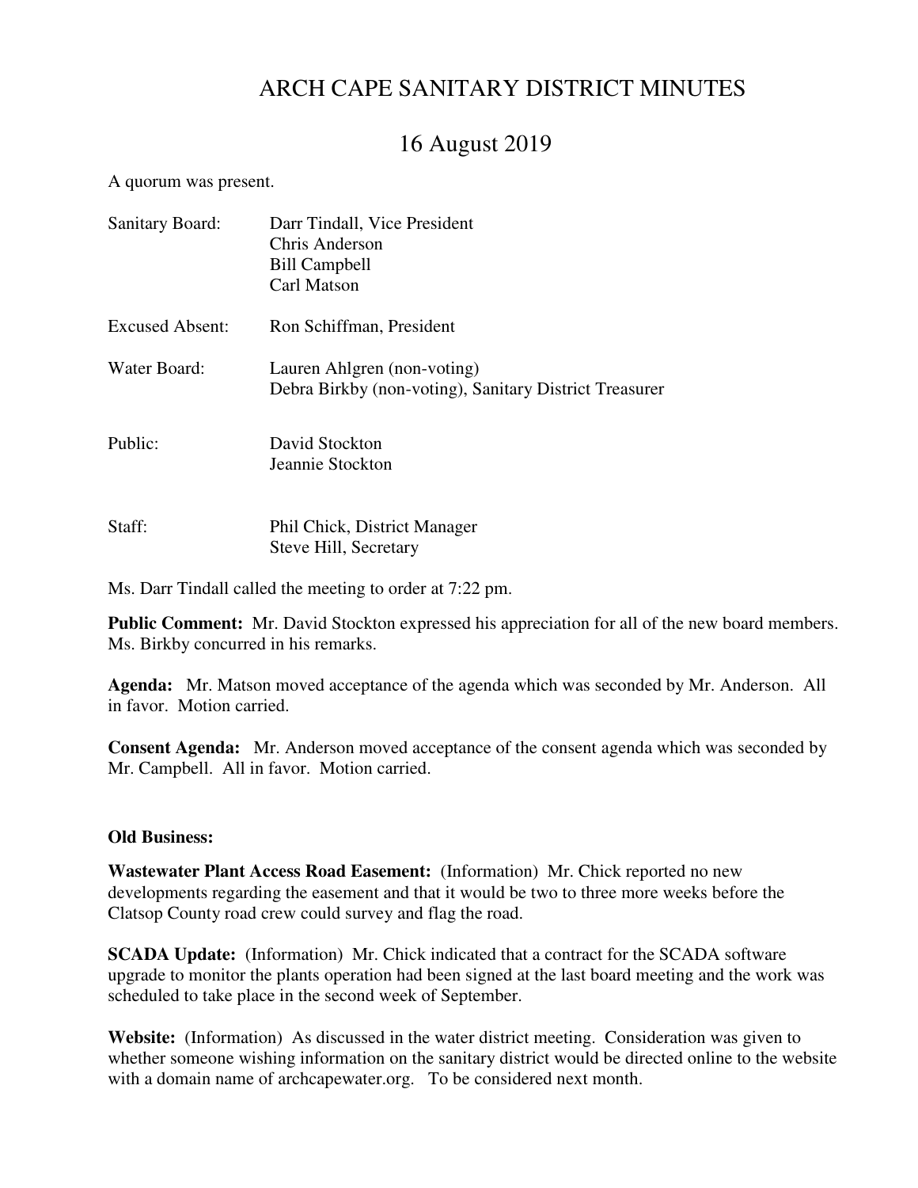# ARCH CAPE SANITARY DISTRICT MINUTES

## 16 August 2019

A quorum was present.

| | |
|---|---|
| Sanitary Board: | Darr Tindall, Vice President<br>Chris Anderson<br>Bill Campbell<br>Carl Matson |
| Excused Absent: | Ron Schiffman, President |
| Water Board: | Lauren Ahlgren (non-voting)<br>Debra Birkby (non-voting), Sanitary District Treasurer |
| Public: | David Stockton<br>Jeannie Stockton |
| Staff: | Phil Chick, District Manager<br>Steve Hill, Secretary |

Ms. Darr Tindall called the meeting to order at 7:22 pm.

**Public Comment:** Mr. David Stockton expressed his appreciation for all of the new board members. Ms. Birkby concurred in his remarks.

**Agenda:** Mr. Matson moved acceptance of the agenda which was seconded by Mr. Anderson. All in favor. Motion carried.

**Consent Agenda:** Mr. Anderson moved acceptance of the consent agenda which was seconded by Mr. Campbell. All in favor. Motion carried.

**Old Business:**

**Wastewater Plant Access Road Easement:** (Information) Mr. Chick reported no new developments regarding the easement and that it would be two to three more weeks before the Clatsop County road crew could survey and flag the road.

**SCADA Update:** (Information) Mr. Chick indicated that a contract for the SCADA software upgrade to monitor the plants operation had been signed at the last board meeting and the work was scheduled to take place in the second week of September.

**Website:** (Information) As discussed in the water district meeting. Consideration was given to whether someone wishing information on the sanitary district would be directed online to the website with a domain name of archcapewater.org. To be considered next month.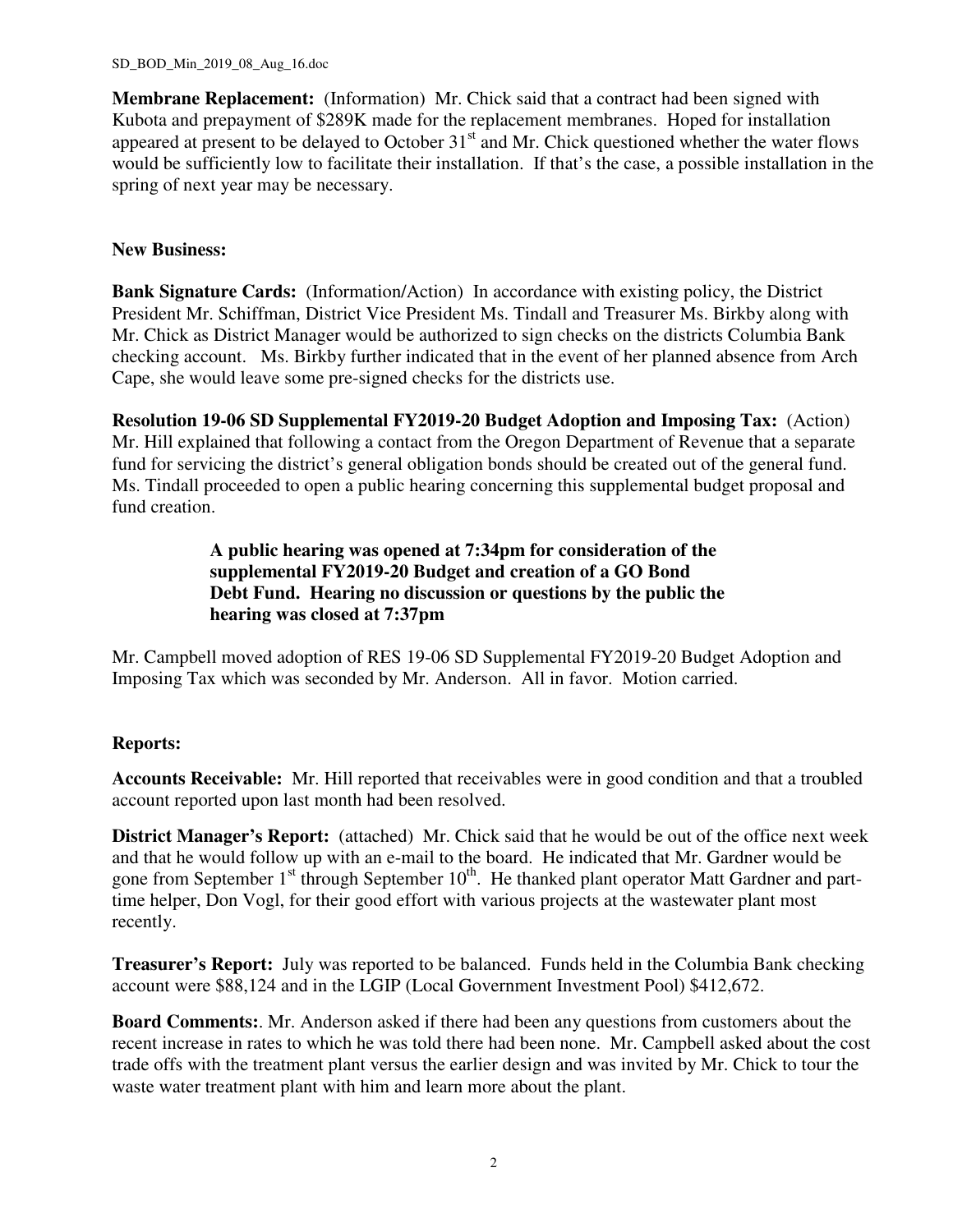**Membrane Replacement:** (Information) Mr. Chick said that a contract had been signed with Kubota and prepayment of $289K made for the replacement membranes. Hoped for installation appeared at present to be delayed to October 31st and Mr. Chick questioned whether the water flows would be sufficiently low to facilitate their installation. If that's the case, a possible installation in the spring of next year may be necessary.

**New Business:**

**Bank Signature Cards:** (Information/Action) In accordance with existing policy, the District President Mr. Schiffman, District Vice President Ms. Tindall and Treasurer Ms. Birkby along with Mr. Chick as District Manager would be authorized to sign checks on the districts Columbia Bank checking account. Ms. Birkby further indicated that in the event of her planned absence from Arch Cape, she would leave some pre-signed checks for the districts use.

**Resolution 19-06 SD Supplemental FY2019-20 Budget Adoption and Imposing Tax:** (Action) Mr. Hill explained that following a contact from the Oregon Department of Revenue that a separate fund for servicing the district's general obligation bonds should be created out of the general fund. Ms. Tindall proceeded to open a public hearing concerning this supplemental budget proposal and fund creation.

> **A public hearing was opened at 7:34pm for consideration of the supplemental FY2019-20 Budget and creation of a GO Bond Debt Fund. Hearing no discussion or questions by the public the hearing was closed at 7:37pm**

Mr. Campbell moved adoption of RES 19-06 SD Supplemental FY2019-20 Budget Adoption and Imposing Tax which was seconded by Mr. Anderson. All in favor. Motion carried.

**Reports:**

**Accounts Receivable:** Mr. Hill reported that receivables were in good condition and that a troubled account reported upon last month had been resolved.

**District Manager's Report:** (attached) Mr. Chick said that he would be out of the office next week and that he would follow up with an e-mail to the board. He indicated that Mr. Gardner would be gone from September 1st through September 10th. He thanked plant operator Matt Gardner and part-time helper, Don Vogl, for their good effort with various projects at the wastewater plant most recently.

**Treasurer's Report:** July was reported to be balanced. Funds held in the Columbia Bank checking account were $88,124 and in the LGIP (Local Government Investment Pool) $412,672.

**Board Comments:**. Mr. Anderson asked if there had been any questions from customers about the recent increase in rates to which he was told there had been none. Mr. Campbell asked about the cost trade offs with the treatment plant versus the earlier design and was invited by Mr. Chick to tour the waste water treatment plant with him and learn more about the plant.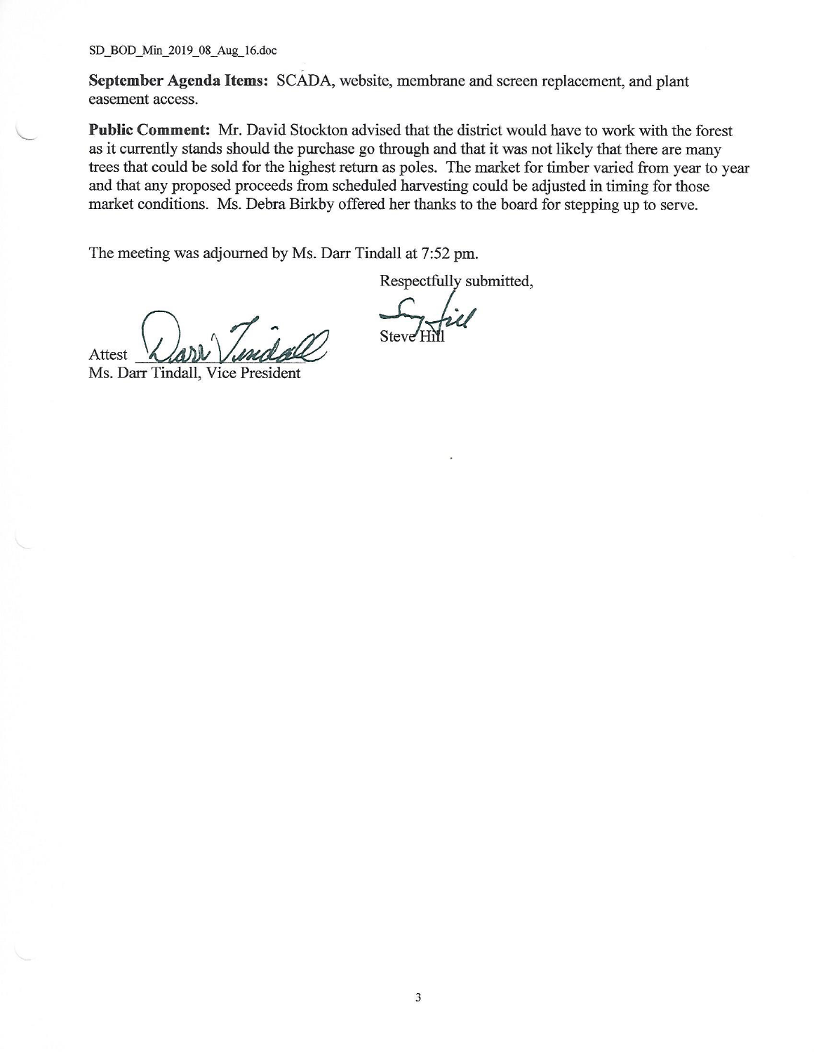**September Agenda Items:** SCADA, website, membrane and screen replacement, and plant easement access.

**Public Comment:** Mr. David Stockton advised that the district would have to work with the forest as it currently stands should the purchase go through and that it was not likely that there are many trees that could be sold for the highest return as poles. The market for timber varied from year to year and that any proposed proceeds from scheduled harvesting could be adjusted in timing for those market conditions. Ms. Debra Birkby offered her thanks to the board for stepping up to serve.

The meeting was adjourned by Ms. Darr Tindall at 7:52 pm.

Respectfully submitted,

Steve Hill

Attest ______________________
Ms. Darr Tindall, Vice President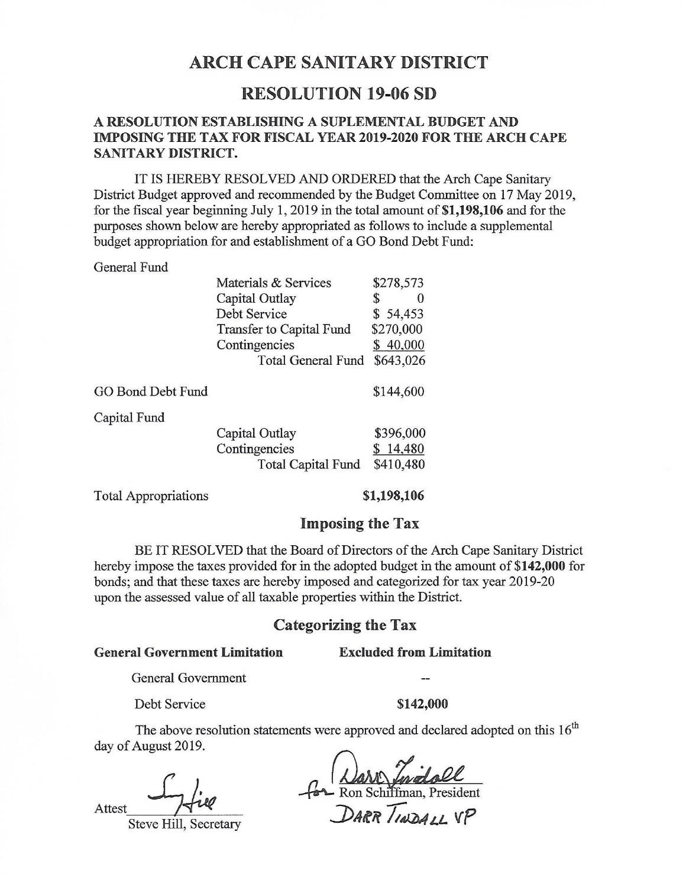# ARCH CAPE SANITARY DISTRICT

# RESOLUTION 19-06 SD

**A RESOLUTION ESTABLISHING A SUPLEMENTAL BUDGET AND IMPOSING THE TAX FOR FISCAL YEAR 2019-2020 FOR THE ARCH CAPE SANITARY DISTRICT.**

IT IS HEREBY RESOLVED AND ORDERED that the Arch Cape Sanitary District Budget approved and recommended by the Budget Committee on 17 May 2019, for the fiscal year beginning July 1, 2019 in the total amount of **$1,198,106** and for the purposes shown below are hereby appropriated as follows to include a supplemental budget appropriation for and establishment of a GO Bond Debt Fund:

| | | |
|---|---|---|
| General Fund | | |
| | Materials & Services | $278,573 |
| | Capital Outlay | $ 0 |
| | Debt Service | $ 54,453 |
| | Transfer to Capital Fund | $270,000 |
| | Contingencies | $ 40,000 |
| | Total General Fund | $643,026 |
| GO Bond Debt Fund | | $144,600 |
| Capital Fund | | |
| | Capital Outlay | $396,000 |
| | Contingencies | $ 14,480 |
| | Total Capital Fund | $410,480 |
| Total Appropriations | | **$1,198,106** |

## Imposing the Tax

BE IT RESOLVED that the Board of Directors of the Arch Cape Sanitary District hereby impose the taxes provided for in the adopted budget in the amount of **$142,000** for bonds; and that these taxes are hereby imposed and categorized for tax year 2019-20 upon the assessed value of all taxable properties within the District.

## Categorizing the Tax

| **General Government Limitation** | **Excluded from Limitation** |
|---|---|
| General Government | -- |
| Debt Service | **$142,000** |

The above resolution statements were approved and declared adopted on this 16th day of August 2019.

Attest ___________________
Steve Hill, Secretary

for Darr Tindall
Ron Schiffman, President
DARR TINDALL VP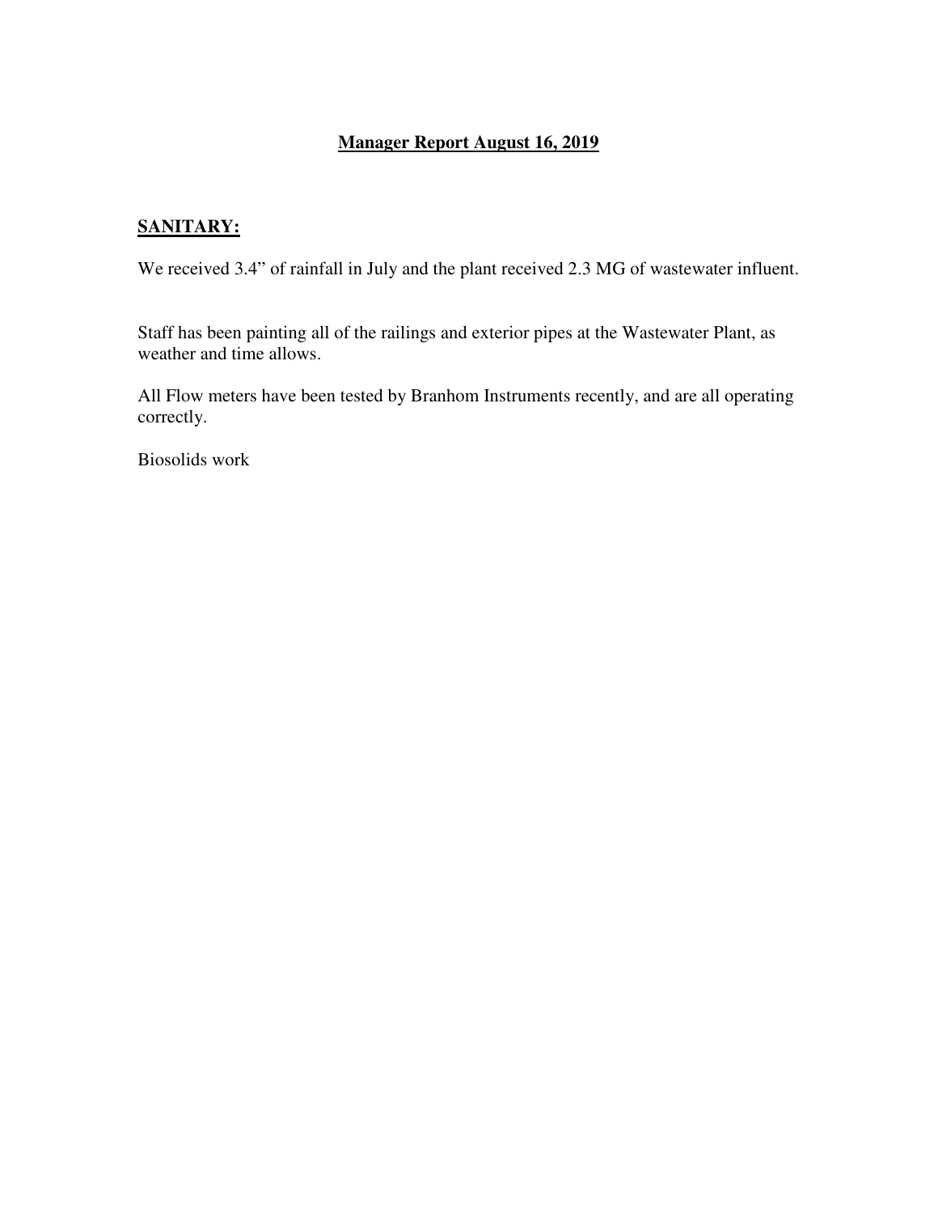# **Manager Report August 16, 2019**

## **SANITARY:**

We received 3.4" of rainfall in July and the plant received 2.3 MG of wastewater influent.

Staff has been painting all of the railings and exterior pipes at the Wastewater Plant, as weather and time allows.

All Flow meters have been tested by Branhom Instruments recently, and are all operating correctly.

Biosolids work